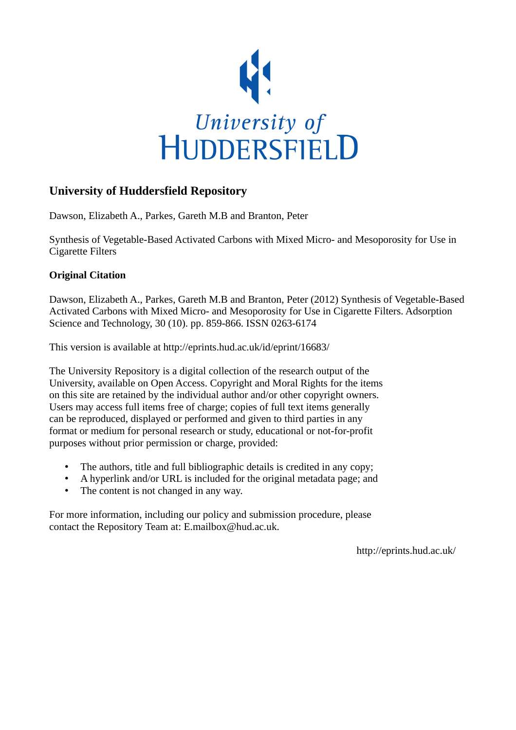University of HUDDERSFIELD

## University of Huddersfield Repository

Dawson, Elizabeth A., Parkes, Gareth M.B and Branton, Peter

Synthesis of Vegetable-Based Activated Carbons with Mixed Micro- and Mesoporosity for Use in Cigarette Filters

### Original Citation

Dawson, Elizabeth A., Parkes, Gareth M.B and Branton, Peter (2012) Synthesis of Vegetable-Based Activated Carbons with Mixed Micro- and Mesoporosity for Use in Cigarette Filters. Adsorption Science and Technology, 30 (10). pp. 859-866. ISSN 0263-6174

This version is available at http://eprints.hud.ac.uk/id/eprint/16683/

The University Repository is a digital collection of the research output of the University, available on Open Access. Copyright and Moral Rights for the items on this site are retained by the individual author and/or other copyright owners. Users may access full items free of charge; copies of full text items generally can be reproduced, displayed or performed and given to third parties in any format or medium for personal research or study, educational or not-for-profit purposes without prior permission or charge, provided:

- The authors, title and full bibliographic details is credited in any copy;
- A hyperlink and/or URL is included for the original metadata page; and
- The content is not changed in any way.

For more information, including our policy and submission procedure, please contact the Repository Team at: E.mailbox@hud.ac.uk.

http://eprints.hud.ac.uk/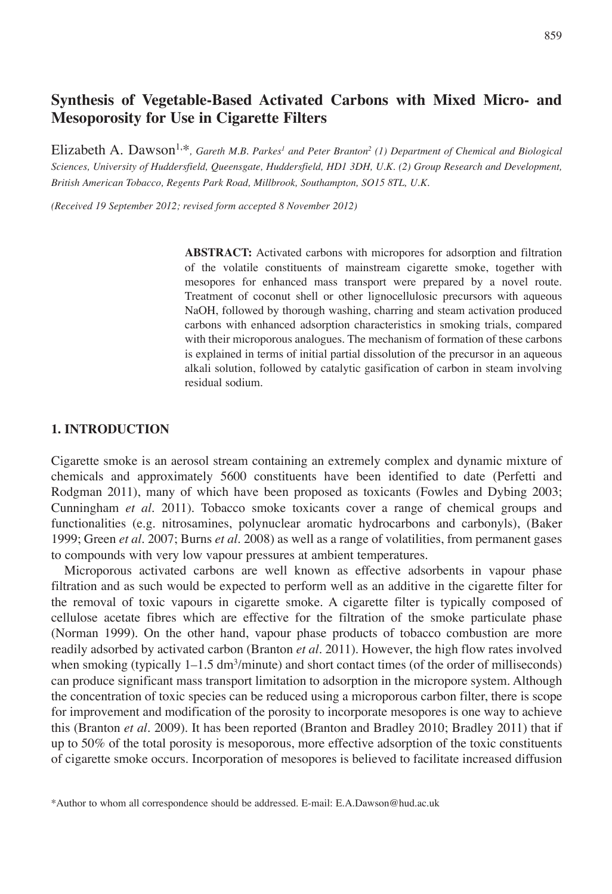# Synthesis of Vegetable-Based Activated Carbons with Mixed Micro- and Mesoporosity for Use in Cigarette Filters

Elizabeth A. Dawson[1,*], *Gareth M.B. Parkes[1] and Peter Branton[2] (1) Department of Chemical and Biological Sciences, University of Huddersfield, Queensgate, Huddersfield, HD1 3DH, U.K. (2) Group Research and Development, British American Tobacco, Regents Park Road, Millbrook, Southampton, SO15 8TL, U.K.*

*(Received 19 September 2012; revised form accepted 8 November 2012)*

**ABSTRACT:** Activated carbons with micropores for adsorption and filtration of the volatile constituents of mainstream cigarette smoke, together with mesopores for enhanced mass transport were prepared by a novel route. Treatment of coconut shell or other lignocellulosic precursors with aqueous NaOH, followed by thorough washing, charring and steam activation produced carbons with enhanced adsorption characteristics in smoking trials, compared with their microporous analogues. The mechanism of formation of these carbons is explained in terms of initial partial dissolution of the precursor in an aqueous alkali solution, followed by catalytic gasification of carbon in steam involving residual sodium.

## 1. INTRODUCTION

Cigarette smoke is an aerosol stream containing an extremely complex and dynamic mixture of chemicals and approximately 5600 constituents have been identified to date (Perfetti and Rodgman 2011), many of which have been proposed as toxicants (Fowles and Dybing 2003; Cunningham *et al*. 2011). Tobacco smoke toxicants cover a range of chemical groups and functionalities (e.g. nitrosamines, polynuclear aromatic hydrocarbons and carbonyls), (Baker 1999; Green *et al*. 2007; Burns *et al*. 2008) as well as a range of volatilities, from permanent gases to compounds with very low vapour pressures at ambient temperatures.

Microporous activated carbons are well known as effective adsorbents in vapour phase filtration and as such would be expected to perform well as an additive in the cigarette filter for the removal of toxic vapours in cigarette smoke. A cigarette filter is typically composed of cellulose acetate fibres which are effective for the filtration of the smoke particulate phase (Norman 1999). On the other hand, vapour phase products of tobacco combustion are more readily adsorbed by activated carbon (Branton *et al*. 2011). However, the high flow rates involved when smoking (typically 1–1.5 $dm^3$/minute) and short contact times (of the order of milliseconds) can produce significant mass transport limitation to adsorption in the micropore system. Although the concentration of toxic species can be reduced using a microporous carbon filter, there is scope for improvement and modification of the porosity to incorporate mesopores is one way to achieve this (Branton *et al*. 2009). It has been reported (Branton and Bradley 2010; Bradley 2011) that if up to 50% of the total porosity is mesoporous, more effective adsorption of the toxic constituents of cigarette smoke occurs. Incorporation of mesopores is believed to facilitate increased diffusion

*Author to whom all correspondence should be addressed. E-mail: E.A.Dawson@hud.ac.uk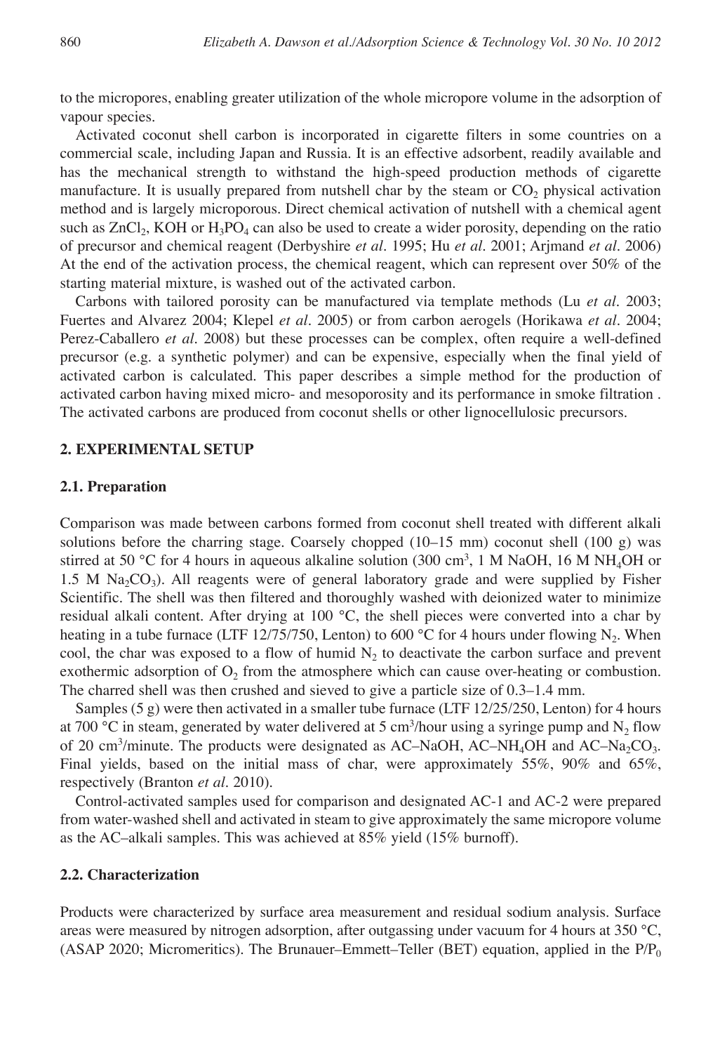to the micropores, enabling greater utilization of the whole micropore volume in the adsorption of vapour species.

Activated coconut shell carbon is incorporated in cigarette filters in some countries on a commercial scale, including Japan and Russia. It is an effective adsorbent, readily available and has the mechanical strength to withstand the high-speed production methods of cigarette manufacture. It is usually prepared from nutshell char by the steam or $CO_2$ physical activation method and is largely microporous. Direct chemical activation of nutshell with a chemical agent such as $ZnCl_2$, KOH or $H_3PO_4$ can also be used to create a wider porosity, depending on the ratio of precursor and chemical reagent (Derbyshire *et al*. 1995; Hu *et al*. 2001; Arjmand *et al*. 2006) At the end of the activation process, the chemical reagent, which can represent over 50% of the starting material mixture, is washed out of the activated carbon.

Carbons with tailored porosity can be manufactured via template methods (Lu *et al*. 2003; Fuertes and Alvarez 2004; Klepel *et al*. 2005) or from carbon aerogels (Horikawa *et al*. 2004; Perez-Caballero *et al*. 2008) but these processes can be complex, often require a well-defined precursor (e.g. a synthetic polymer) and can be expensive, especially when the final yield of activated carbon is calculated. This paper describes a simple method for the production of activated carbon having mixed micro- and mesoporosity and its performance in smoke filtration . The activated carbons are produced from coconut shells or other lignocellulosic precursors.

## 2. EXPERIMENTAL SETUP

### 2.1. Preparation

Comparison was made between carbons formed from coconut shell treated with different alkali solutions before the charring stage. Coarsely chopped (10–15 mm) coconut shell (100 g) was stirred at 50 °C for 4 hours in aqueous alkaline solution (300 $cm^3$, 1 M NaOH, 16 M $NH_4OH$ or 1.5 M $Na_2CO_3$). All reagents were of general laboratory grade and were supplied by Fisher Scientific. The shell was then filtered and thoroughly washed with deionized water to minimize residual alkali content. After drying at 100 °C, the shell pieces were converted into a char by heating in a tube furnace (LTF 12/75/750, Lenton) to 600 °C for 4 hours under flowing $N_2$. When cool, the char was exposed to a flow of humid $N_2$ to deactivate the carbon surface and prevent exothermic adsorption of $O_2$ from the atmosphere which can cause over-heating or combustion. The charred shell was then crushed and sieved to give a particle size of 0.3–1.4 mm.

Samples (5 g) were then activated in a smaller tube furnace (LTF 12/25/250, Lenton) for 4 hours at 700 °C in steam, generated by water delivered at 5 $cm^3$/hour using a syringe pump and $N_2$ flow of 20 $cm^3$/minute. The products were designated as AC–NaOH, AC–$NH_4OH$ and AC–$Na_2CO_3$. Final yields, based on the initial mass of char, were approximately 55%, 90% and 65%, respectively (Branton *et al*. 2010).

Control-activated samples used for comparison and designated AC-1 and AC-2 were prepared from water-washed shell and activated in steam to give approximately the same micropore volume as the AC–alkali samples. This was achieved at 85% yield (15% burnoff).

### 2.2. Characterization

Products were characterized by surface area measurement and residual sodium analysis. Surface areas were measured by nitrogen adsorption, after outgassing under vacuum for 4 hours at 350 °C, (ASAP 2020; Micromeritics). The Brunauer–Emmett–Teller (BET) equation, applied in the $P/P_0$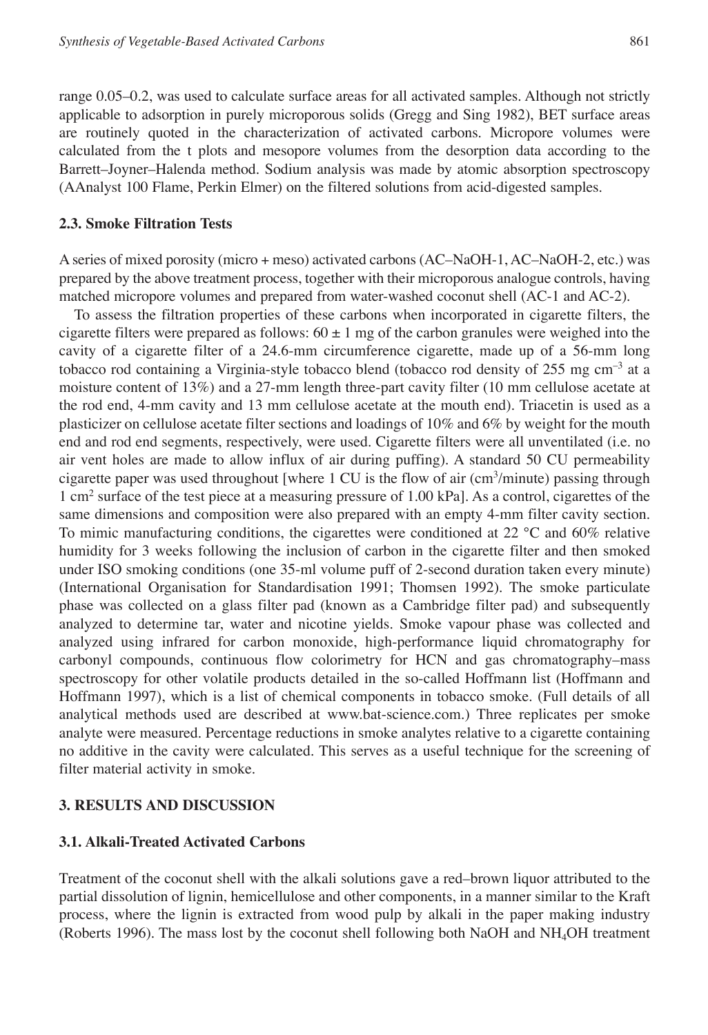range 0.05–0.2, was used to calculate surface areas for all activated samples. Although not strictly applicable to adsorption in purely microporous solids (Gregg and Sing 1982), BET surface areas are routinely quoted in the characterization of activated carbons. Micropore volumes were calculated from the t plots and mesopore volumes from the desorption data according to the Barrett–Joyner–Halenda method. Sodium analysis was made by atomic absorption spectroscopy (AAnalyst 100 Flame, Perkin Elmer) on the filtered solutions from acid-digested samples.

### 2.3. Smoke Filtration Tests

A series of mixed porosity (micro + meso) activated carbons (AC–NaOH-1, AC–NaOH-2, etc.) was prepared by the above treatment process, together with their microporous analogue controls, having matched micropore volumes and prepared from water-washed coconut shell (AC-1 and AC-2).

To assess the filtration properties of these carbons when incorporated in cigarette filters, the cigarette filters were prepared as follows: $60 \pm 1$ mg of the carbon granules were weighed into the cavity of a cigarette filter of a 24.6-mm circumference cigarette, made up of a 56-mm long tobacco rod containing a Virginia-style tobacco blend (tobacco rod density of 255 mg $cm^{-3}$ at a moisture content of 13%) and a 27-mm length three-part cavity filter (10 mm cellulose acetate at the rod end, 4-mm cavity and 13 mm cellulose acetate at the mouth end). Triacetin is used as a plasticizer on cellulose acetate filter sections and loadings of 10% and 6% by weight for the mouth end and rod end segments, respectively, were used. Cigarette filters were all unventilated (i.e. no air vent holes are made to allow influx of air during puffing). A standard 50 CU permeability cigarette paper was used throughout [where 1 CU is the flow of air ($cm^3$/minute) passing through 1 $cm^2$ surface of the test piece at a measuring pressure of 1.00 kPa]. As a control, cigarettes of the same dimensions and composition were also prepared with an empty 4-mm filter cavity section. To mimic manufacturing conditions, the cigarettes were conditioned at 22 °C and 60% relative humidity for 3 weeks following the inclusion of carbon in the cigarette filter and then smoked under ISO smoking conditions (one 35-ml volume puff of 2-second duration taken every minute) (International Organisation for Standardisation 1991; Thomsen 1992). The smoke particulate phase was collected on a glass filter pad (known as a Cambridge filter pad) and subsequently analyzed to determine tar, water and nicotine yields. Smoke vapour phase was collected and analyzed using infrared for carbon monoxide, high-performance liquid chromatography for carbonyl compounds, continuous flow colorimetry for HCN and gas chromatography–mass spectroscopy for other volatile products detailed in the so-called Hoffmann list (Hoffmann and Hoffmann 1997), which is a list of chemical components in tobacco smoke. (Full details of all analytical methods used are described at www.bat-science.com.) Three replicates per smoke analyte were measured. Percentage reductions in smoke analytes relative to a cigarette containing no additive in the cavity were calculated. This serves as a useful technique for the screening of filter material activity in smoke.

## 3. RESULTS AND DISCUSSION

### 3.1. Alkali-Treated Activated Carbons

Treatment of the coconut shell with the alkali solutions gave a red–brown liquor attributed to the partial dissolution of lignin, hemicellulose and other components, in a manner similar to the Kraft process, where the lignin is extracted from wood pulp by alkali in the paper making industry (Roberts 1996). The mass lost by the coconut shell following both NaOH and $NH_4OH$ treatment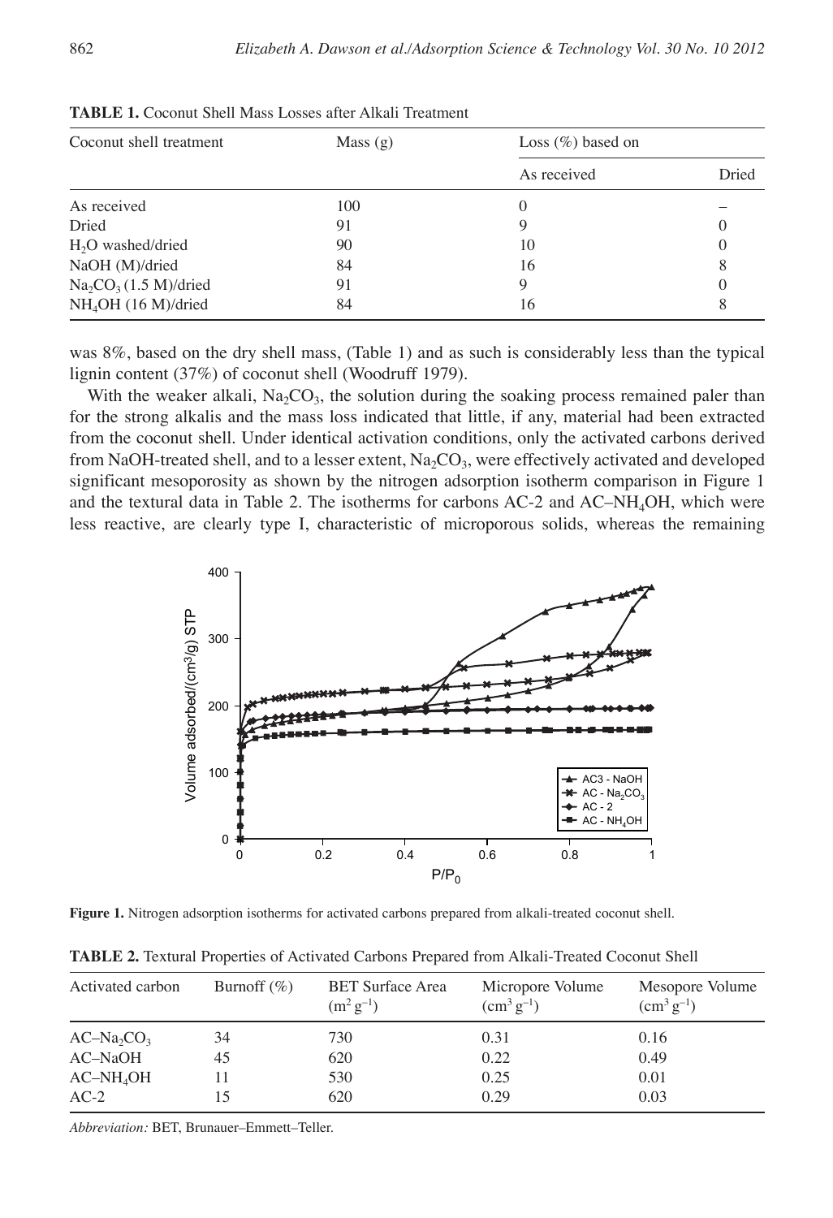**TABLE 1.** Coconut Shell Mass Losses after Alkali Treatment

| Coconut shell treatment | Mass (g) | Loss (%) based on | |
|---|---|---|---|
| | | As received | Dried |
| As received | 100 | 0 | – |
| Dried | 91 | 9 | 0 |
| $H_2O$ washed/dried | 90 | 10 | 0 |
| NaOH (M)/dried | 84 | 16 | 8 |
| $Na_2CO_3$ (1.5 M)/dried | 91 | 9 | 0 |
| $NH_4OH$ (16 M)/dried | 84 | 16 | 8 |

was 8%, based on the dry shell mass, (Table 1) and as such is considerably less than the typical lignin content (37%) of coconut shell (Woodruff 1979).

With the weaker alkali, $Na_2CO_3$, the solution during the soaking process remained paler than for the strong alkalis and the mass loss indicated that little, if any, material had been extracted from the coconut shell. Under identical activation conditions, only the activated carbons derived from NaOH-treated shell, and to a lesser extent, $Na_2CO_3$, were effectively activated and developed significant mesoporosity as shown by the nitrogen adsorption isotherm comparison in Figure 1 and the textural data in Table 2. The isotherms for carbons AC-2 and AC–$NH_4OH$, which were less reactive, are clearly type I, characteristic of microporous solids, whereas the remaining

Volume adsorbed/(cm3/g) STP

400
300
200
100
0

0
0.2
0.4
0.6
0.8
1

$P/P_0$

AC3 - NaOH
AC - $Na_2CO_3$
AC - 2
AC - $NH_4OH$

**Figure 1.** Nitrogen adsorption isotherms for activated carbons prepared from alkali-treated coconut shell.

**TABLE 2.** Textural Properties of Activated Carbons Prepared from Alkali-Treated Coconut Shell

| Activated carbon | Burnoff (%) | BET Surface Area ($m^2\ g^{-1}$) | Micropore Volume ($cm^3\ g^{-1}$) | Mesopore Volume ($cm^3\ g^{-1}$) |
|---|---|---|---|---|
| AC–$Na_2CO_3$ | 34 | 730 | 0.31 | 0.16 |
| AC–NaOH | 45 | 620 | 0.22 | 0.49 |
| AC–$NH_4OH$ | 11 | 530 | 0.25 | 0.01 |
| AC-2 | 15 | 620 | 0.29 | 0.03 |

*Abbreviation:* BET, Brunauer–Emmett–Teller.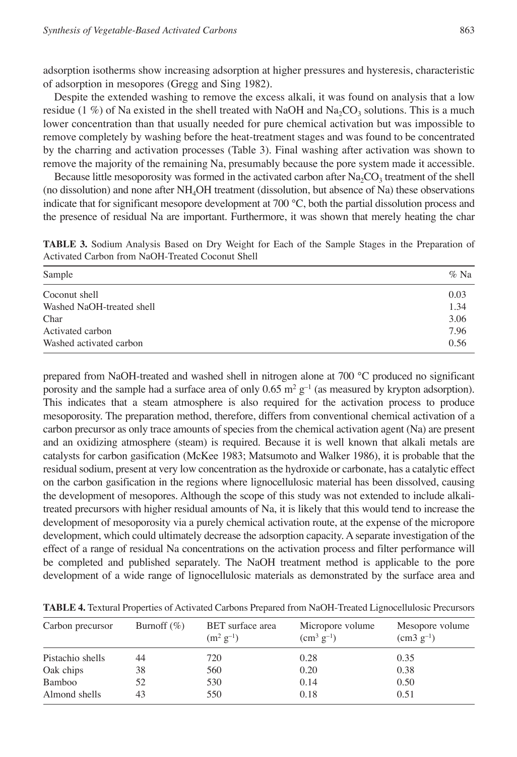adsorption isotherms show increasing adsorption at higher pressures and hysteresis, characteristic of adsorption in mesopores (Gregg and Sing 1982).

Despite the extended washing to remove the excess alkali, it was found on analysis that a low residue (1 %) of Na existed in the shell treated with NaOH and $Na_2CO_3$ solutions. This is a much lower concentration than that usually needed for pure chemical activation but was impossible to remove completely by washing before the heat-treatment stages and was found to be concentrated by the charring and activation processes (Table 3). Final washing after activation was shown to remove the majority of the remaining Na, presumably because the pore system made it accessible.

Because little mesoporosity was formed in the activated carbon after $Na_2CO_3$ treatment of the shell (no dissolution) and none after $NH_4OH$ treatment (dissolution, but absence of Na) these observations indicate that for significant mesopore development at 700 °C, both the partial dissolution process and the presence of residual Na are important. Furthermore, it was shown that merely heating the char prepared from NaOH-treated and washed shell in nitrogen alone at 700 °C produced no significant porosity and the sample had a surface area of only 0.65 $m^2$ $g^{-1}$ (as measured by krypton adsorption). This indicates that a steam atmosphere is also required for the activation process to produce mesoporosity. The preparation method, therefore, differs from conventional chemical activation of a carbon precursor as only trace amounts of species from the chemical activation agent (Na) are present and an oxidizing atmosphere (steam) is required. Because it is well known that alkali metals are catalysts for carbon gasification (McKee 1983; Matsumoto and Walker 1986), it is probable that the residual sodium, present at very low concentration as the hydroxide or carbonate, has a catalytic effect on the carbon gasification in the regions where lignocellulosic material has been dissolved, causing the development of mesopores. Although the scope of this study was not extended to include alkali-treated precursors with higher residual amounts of Na, it is likely that this would tend to increase the development of mesoporosity via a purely chemical activation route, at the expense of the micropore development, which could ultimately decrease the adsorption capacity. A separate investigation of the effect of a range of residual Na concentrations on the activation process and filter performance will be completed and published separately. The NaOH treatment method is applicable to the pore development of a wide range of lignocellulosic materials as demonstrated by the surface area and

**TABLE 3.** Sodium Analysis Based on Dry Weight for Each of the Sample Stages in the Preparation of Activated Carbon from NaOH-Treated Coconut Shell

| Sample | % Na |
|---|---|
| Coconut shell | 0.03 |
| Washed NaOH-treated shell | 1.34 |
| Char | 3.06 |
| Activated carbon | 7.96 |
| Washed activated carbon | 0.56 |

**TABLE 4.** Textural Properties of Activated Carbons Prepared from NaOH-Treated Lignocellulosic Precursors

| Carbon precursor | Burnoff (%) | BET surface area ($m^2$ $g^{-1}$) | Micropore volume ($cm^3$ $g^{-1}$) | Mesopore volume (cm3 $g^{-1}$) |
|---|---|---|---|---|
| Pistachio shells | 44 | 720 | 0.28 | 0.35 |
| Oak chips | 38 | 560 | 0.20 | 0.38 |
| Bamboo | 52 | 530 | 0.14 | 0.50 |
| Almond shells | 43 | 550 | 0.18 | 0.51 |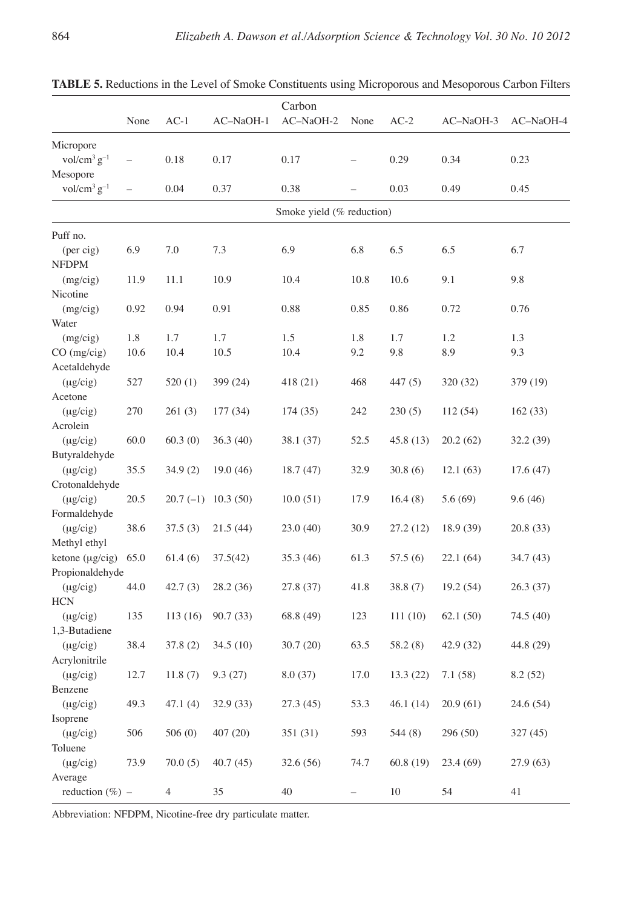**TABLE 5.** Reductions in the Level of Smoke Constituents using Microporous and Mesoporous Carbon Filters

| | Carbon | | | | | | | |
|---|---|---|---|---|---|---|---|---|
| | None | AC-1 | AC–NaOH-1 | AC–NaOH-2 | None | AC-2 | AC–NaOH-3 | AC–NaOH-4 |
| Micropore vol/$cm^3$ $g^{-1}$ | – | 0.18 | 0.17 | 0.17 | – | 0.29 | 0.34 | 0.23 |
| Mesopore vol/$cm^3$ $g^{-1}$ | – | 0.04 | 0.37 | 0.38 | – | 0.03 | 0.49 | 0.45 |
| | Smoke yield (% reduction) | | | | | | | |
| Puff no. (per cig) | 6.9 | 7.0 | 7.3 | 6.9 | 6.8 | 6.5 | 6.5 | 6.7 |
| NFDPM (mg/cig) | 11.9 | 11.1 | 10.9 | 10.4 | 10.8 | 10.6 | 9.1 | 9.8 |
| Nicotine (mg/cig) | 0.92 | 0.94 | 0.91 | 0.88 | 0.85 | 0.86 | 0.72 | 0.76 |
| Water (mg/cig) | 1.8 | 1.7 | 1.7 | 1.5 | 1.8 | 1.7 | 1.2 | 1.3 |
| CO (mg/cig) | 10.6 | 10.4 | 10.5 | 10.4 | 9.2 | 9.8 | 8.9 | 9.3 |
| Acetaldehyde (μg/cig) | 527 | 520 (1) | 399 (24) | 418 (21) | 468 | 447 (5) | 320 (32) | 379 (19) |
| Acetone (μg/cig) | 270 | 261 (3) | 177 (34) | 174 (35) | 242 | 230 (5) | 112 (54) | 162 (33) |
| Acrolein (μg/cig) | 60.0 | 60.3 (0) | 36.3 (40) | 38.1 (37) | 52.5 | 45.8 (13) | 20.2 (62) | 32.2 (39) |
| Butyraldehyde (μg/cig) | 35.5 | 34.9 (2) | 19.0 (46) | 18.7 (47) | 32.9 | 30.8 (6) | 12.1 (63) | 17.6 (47) |
| Crotonaldehyde (μg/cig) | 20.5 | 20.7 (–1) | 10.3 (50) | 10.0 (51) | 17.9 | 16.4 (8) | 5.6 (69) | 9.6 (46) |
| Formaldehyde (μg/cig) | 38.6 | 37.5 (3) | 21.5 (44) | 23.0 (40) | 30.9 | 27.2 (12) | 18.9 (39) | 20.8 (33) |
| Methyl ethyl ketone (μg/cig) | 65.0 | 61.4 (6) | 37.5(42) | 35.3 (46) | 61.3 | 57.5 (6) | 22.1 (64) | 34.7 (43) |
| Propionaldehyde (μg/cig) | 44.0 | 42.7 (3) | 28.2 (36) | 27.8 (37) | 41.8 | 38.8 (7) | 19.2 (54) | 26.3 (37) |
| HCN (μg/cig) | 135 | 113 (16) | 90.7 (33) | 68.8 (49) | 123 | 111 (10) | 62.1 (50) | 74.5 (40) |
| 1,3-Butadiene (μg/cig) | 38.4 | 37.8 (2) | 34.5 (10) | 30.7 (20) | 63.5 | 58.2 (8) | 42.9 (32) | 44.8 (29) |
| Acrylonitrile (μg/cig) | 12.7 | 11.8 (7) | 9.3 (27) | 8.0 (37) | 17.0 | 13.3 (22) | 7.1 (58) | 8.2 (52) |
| Benzene (μg/cig) | 49.3 | 47.1 (4) | 32.9 (33) | 27.3 (45) | 53.3 | 46.1 (14) | 20.9 (61) | 24.6 (54) |
| Isoprene (μg/cig) | 506 | 506 (0) | 407 (20) | 351 (31) | 593 | 544 (8) | 296 (50) | 327 (45) |
| Toluene (μg/cig) | 73.9 | 70.0 (5) | 40.7 (45) | 32.6 (56) | 74.7 | 60.8 (19) | 23.4 (69) | 27.9 (63) |
| Average reduction (%) | – | 4 | 35 | 40 | – | 10 | 54 | 41 |

Abbreviation: NFDPM, Nicotine-free dry particulate matter.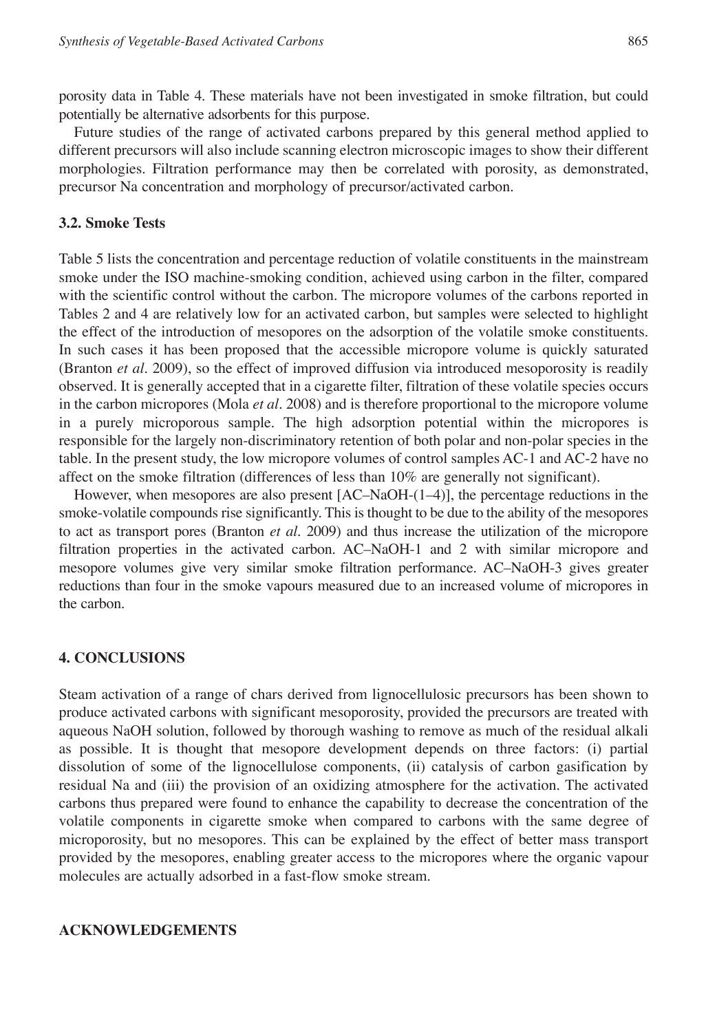porosity data in Table 4. These materials have not been investigated in smoke filtration, but could potentially be alternative adsorbents for this purpose.

Future studies of the range of activated carbons prepared by this general method applied to different precursors will also include scanning electron microscopic images to show their different morphologies. Filtration performance may then be correlated with porosity, as demonstrated, precursor Na concentration and morphology of precursor/activated carbon.

### 3.2. Smoke Tests

Table 5 lists the concentration and percentage reduction of volatile constituents in the mainstream smoke under the ISO machine-smoking condition, achieved using carbon in the filter, compared with the scientific control without the carbon. The micropore volumes of the carbons reported in Tables 2 and 4 are relatively low for an activated carbon, but samples were selected to highlight the effect of the introduction of mesopores on the adsorption of the volatile smoke constituents. In such cases it has been proposed that the accessible micropore volume is quickly saturated (Branton *et al*. 2009), so the effect of improved diffusion via introduced mesoporosity is readily observed. It is generally accepted that in a cigarette filter, filtration of these volatile species occurs in the carbon micropores (Mola *et al*. 2008) and is therefore proportional to the micropore volume in a purely microporous sample. The high adsorption potential within the micropores is responsible for the largely non-discriminatory retention of both polar and non-polar species in the table. In the present study, the low micropore volumes of control samples AC-1 and AC-2 have no affect on the smoke filtration (differences of less than 10% are generally not significant).

However, when mesopores are also present [AC–NaOH-(1–4)], the percentage reductions in the smoke-volatile compounds rise significantly. This is thought to be due to the ability of the mesopores to act as transport pores (Branton *et al*. 2009) and thus increase the utilization of the micropore filtration properties in the activated carbon. AC–NaOH-1 and 2 with similar micropore and mesopore volumes give very similar smoke filtration performance. AC–NaOH-3 gives greater reductions than four in the smoke vapours measured due to an increased volume of micropores in the carbon.

## 4. CONCLUSIONS

Steam activation of a range of chars derived from lignocellulosic precursors has been shown to produce activated carbons with significant mesoporosity, provided the precursors are treated with aqueous NaOH solution, followed by thorough washing to remove as much of the residual alkali as possible. It is thought that mesopore development depends on three factors: (i) partial dissolution of some of the lignocellulose components, (ii) catalysis of carbon gasification by residual Na and (iii) the provision of an oxidizing atmosphere for the activation. The activated carbons thus prepared were found to enhance the capability to decrease the concentration of the volatile components in cigarette smoke when compared to carbons with the same degree of microporosity, but no mesopores. This can be explained by the effect of better mass transport provided by the mesopores, enabling greater access to the micropores where the organic vapour molecules are actually adsorbed in a fast-flow smoke stream.

## ACKNOWLEDGEMENTS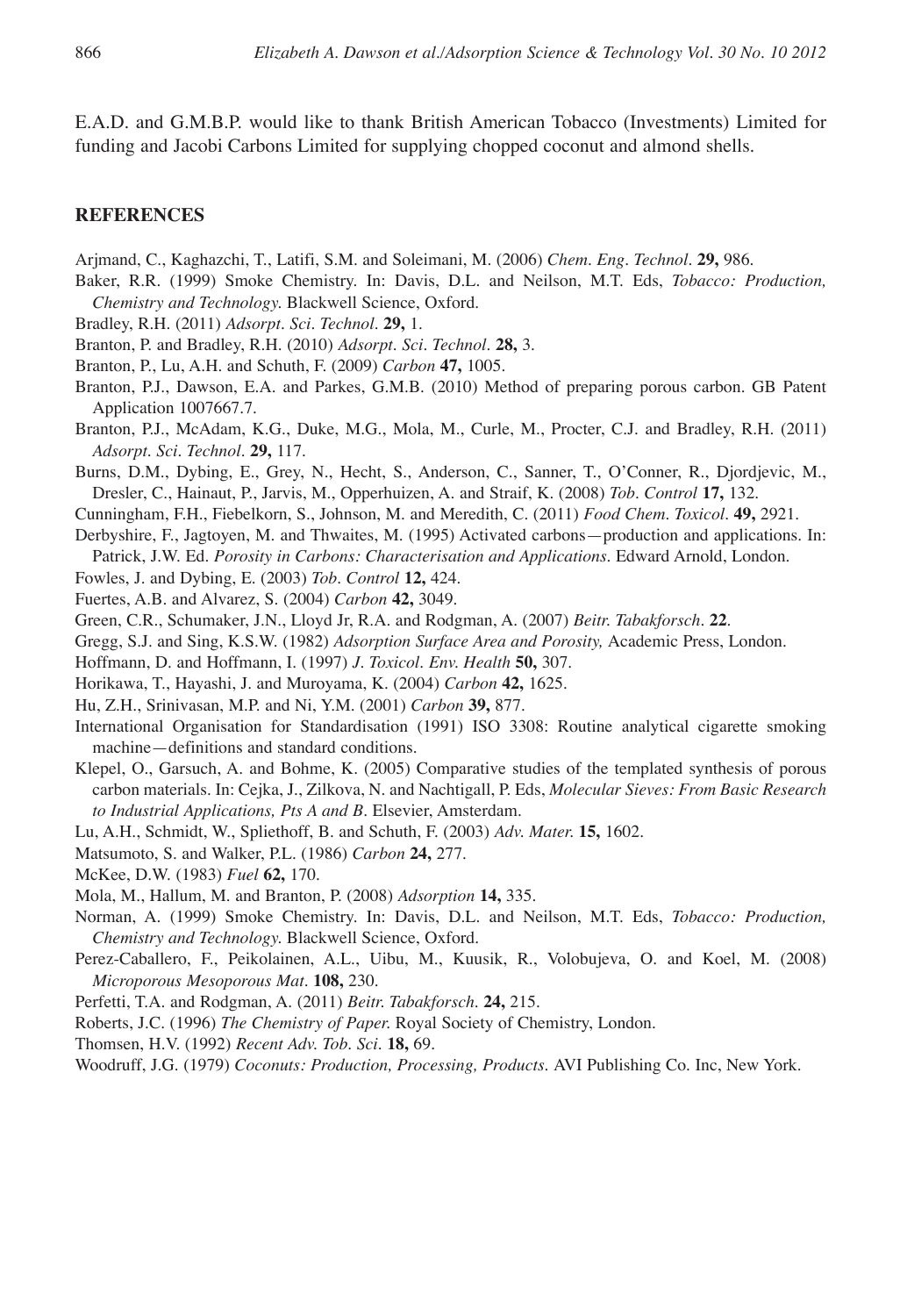E.A.D. and G.M.B.P. would like to thank British American Tobacco (Investments) Limited for funding and Jacobi Carbons Limited for supplying chopped coconut and almond shells.

## REFERENCES

Arjmand, C., Kaghazchi, T., Latifi, S.M. and Soleimani, M. (2006) *Chem. Eng. Technol.* **29,** 986.

Baker, R.R. (1999) Smoke Chemistry. In: Davis, D.L. and Neilson, M.T. Eds, *Tobacco: Production, Chemistry and Technology.* Blackwell Science, Oxford.

Bradley, R.H. (2011) *Adsorpt. Sci. Technol.* **29,** 1.

Branton, P. and Bradley, R.H. (2010) *Adsorpt. Sci. Technol.* **28,** 3.

Branton, P., Lu, A.H. and Schuth, F. (2009) *Carbon* **47,** 1005.

Branton, P.J., Dawson, E.A. and Parkes, G.M.B. (2010) Method of preparing porous carbon. GB Patent Application 1007667.7.

Branton, P.J., McAdam, K.G., Duke, M.G., Mola, M., Curle, M., Procter, C.J. and Bradley, R.H. (2011) *Adsorpt. Sci. Technol.* **29,** 117.

Burns, D.M., Dybing, E., Grey, N., Hecht, S., Anderson, C., Sanner, T., O'Conner, R., Djordjevic, M., Dresler, C., Hainaut, P., Jarvis, M., Opperhuizen, A. and Straif, K. (2008) *Tob. Control* **17,** 132.

Cunningham, F.H., Fiebelkorn, S., Johnson, M. and Meredith, C. (2011) *Food Chem. Toxicol.* **49,** 2921.

Derbyshire, F., Jagtoyen, M. and Thwaites, M. (1995) Activated carbons—production and applications. In: Patrick, J.W. Ed. *Porosity in Carbons: Characterisation and Applications.* Edward Arnold, London.

Fowles, J. and Dybing, E. (2003) *Tob. Control* **12,** 424.

Fuertes, A.B. and Alvarez, S. (2004) *Carbon* **42,** 3049.

Green, C.R., Schumaker, J.N., Lloyd Jr, R.A. and Rodgman, A. (2007) *Beitr. Tabakforsch.* **22**.

Gregg, S.J. and Sing, K.S.W. (1982) *Adsorption Surface Area and Porosity,* Academic Press, London.

Hoffmann, D. and Hoffmann, I. (1997) *J. Toxicol. Env. Health* **50,** 307.

Horikawa, T., Hayashi, J. and Muroyama, K. (2004) *Carbon* **42,** 1625.

Hu, Z.H., Srinivasan, M.P. and Ni, Y.M. (2001) *Carbon* **39,** 877.

International Organisation for Standardisation (1991) ISO 3308: Routine analytical cigarette smoking machine—definitions and standard conditions.

Klepel, O., Garsuch, A. and Bohme, K. (2005) Comparative studies of the templated synthesis of porous carbon materials. In: Cejka, J., Zilkova, N. and Nachtigall, P. Eds, *Molecular Sieves: From Basic Research to Industrial Applications, Pts A and B*. Elsevier, Amsterdam.

Lu, A.H., Schmidt, W., Spliethoff, B. and Schuth, F. (2003) *Adv. Mater.* **15,** 1602.

Matsumoto, S. and Walker, P.L. (1986) *Carbon* **24,** 277.

McKee, D.W. (1983) *Fuel* **62,** 170.

Mola, M., Hallum, M. and Branton, P. (2008) *Adsorption* **14,** 335.

Norman, A. (1999) Smoke Chemistry. In: Davis, D.L. and Neilson, M.T. Eds, *Tobacco: Production, Chemistry and Technology.* Blackwell Science, Oxford.

Perez-Caballero, F., Peikolainen, A.L., Uibu, M., Kuusik, R., Volobujeva, O. and Koel, M. (2008) *Microporous Mesoporous Mat.* **108,** 230.

Perfetti, T.A. and Rodgman, A. (2011) *Beitr. Tabakforsch.* **24,** 215.

Roberts, J.C. (1996) *The Chemistry of Paper.* Royal Society of Chemistry, London.

Thomsen, H.V. (1992) *Recent Adv. Tob. Sci.* **18,** 69.

Woodruff, J.G. (1979) *Coconuts: Production, Processing, Products.* AVI Publishing Co. Inc, New York.